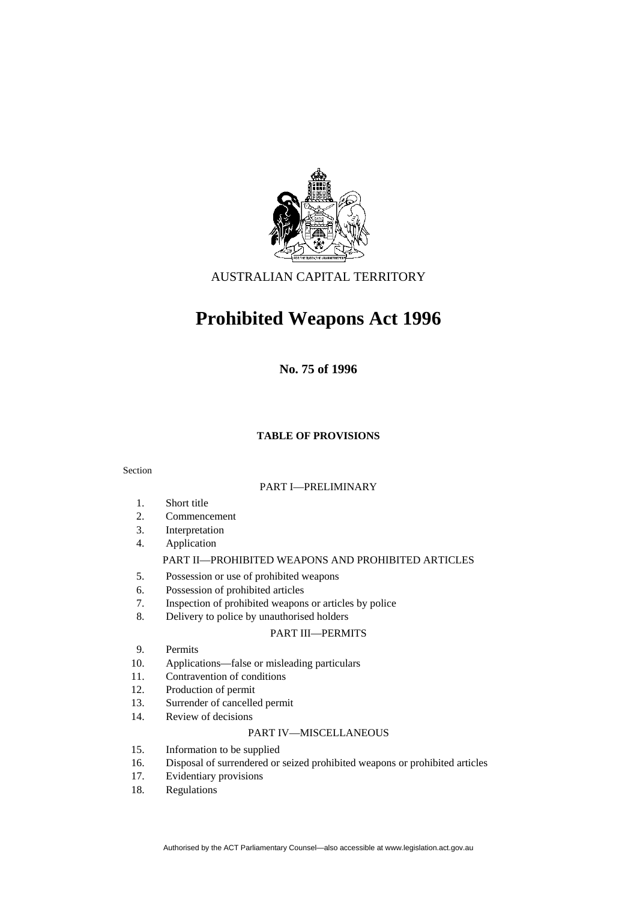AUSTRALIAN CAPITAL TERRITORY

# Prohibited Weapons Act 1996

**No. 75 of 1996**

**TABLE OF PROVISIONS**

Section

PART I—PRELIMINARY

1. Short title
2. Commencement
3. Interpretation
4. Application

PART II—PROHIBITED WEAPONS AND PROHIBITED ARTICLES

5. Possession or use of prohibited weapons
6. Possession of prohibited articles
7. Inspection of prohibited weapons or articles by police
8. Delivery to police by unauthorised holders

PART III—PERMITS

9. Permits
10. Applications—false or misleading particulars
11. Contravention of conditions
12. Production of permit
13. Surrender of cancelled permit
14. Review of decisions

PART IV—MISCELLANEOUS

15. Information to be supplied
16. Disposal of surrendered or seized prohibited weapons or prohibited articles
17. Evidentiary provisions
18. Regulations

Authorised by the ACT Parliamentary Counsel—also accessible at www.legislation.act.gov.au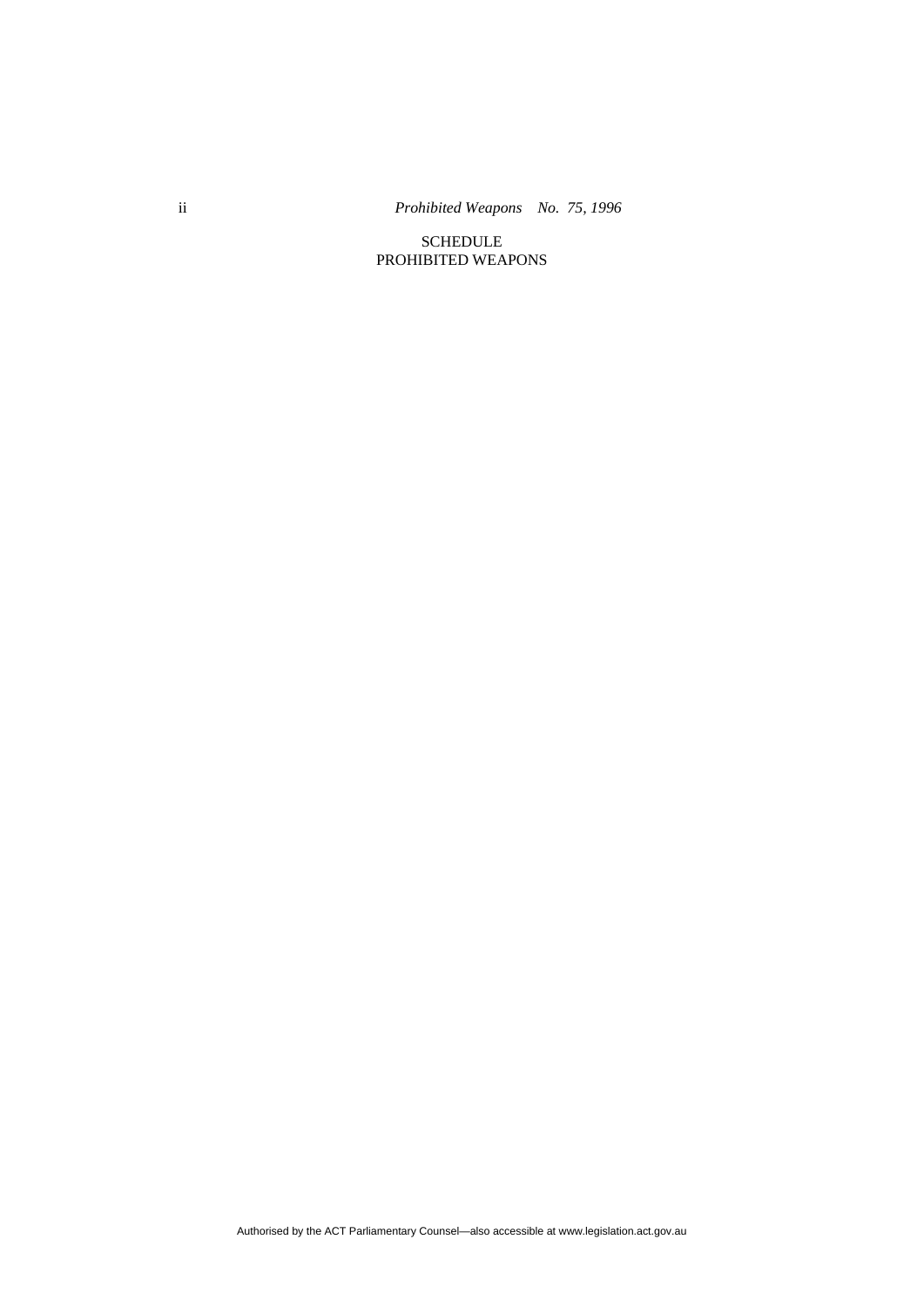SCHEDULE

PROHIBITED WEAPONS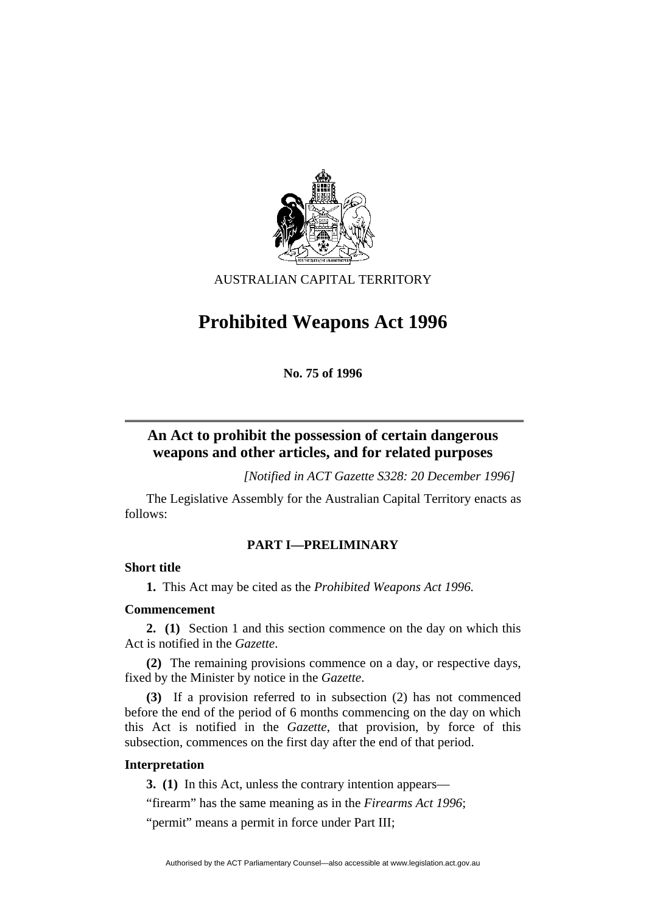AUSTRALIAN CAPITAL TERRITORY

# Prohibited Weapons Act 1996

**No. 75 of 1996**

---

## An Act to prohibit the possession of certain dangerous weapons and other articles, and for related purposes

*[Notified in ACT Gazette S328: 20 December 1996]*

The Legislative Assembly for the Australian Capital Territory enacts as follows:

### PART I—PRELIMINARY

**Short title**

**1.** This Act may be cited as the *Prohibited Weapons Act 1996.*

**Commencement**

**2. (1)** Section 1 and this section commence on the day on which this Act is notified in the *Gazette*.

**(2)** The remaining provisions commence on a day, or respective days, fixed by the Minister by notice in the *Gazette*.

**(3)** If a provision referred to in subsection (2) has not commenced before the end of the period of 6 months commencing on the day on which this Act is notified in the *Gazette*, that provision, by force of this subsection, commences on the first day after the end of that period.

**Interpretation**

**3. (1)** In this Act, unless the contrary intention appears—

"firearm" has the same meaning as in the *Firearms Act 1996*;

"permit" means a permit in force under Part III;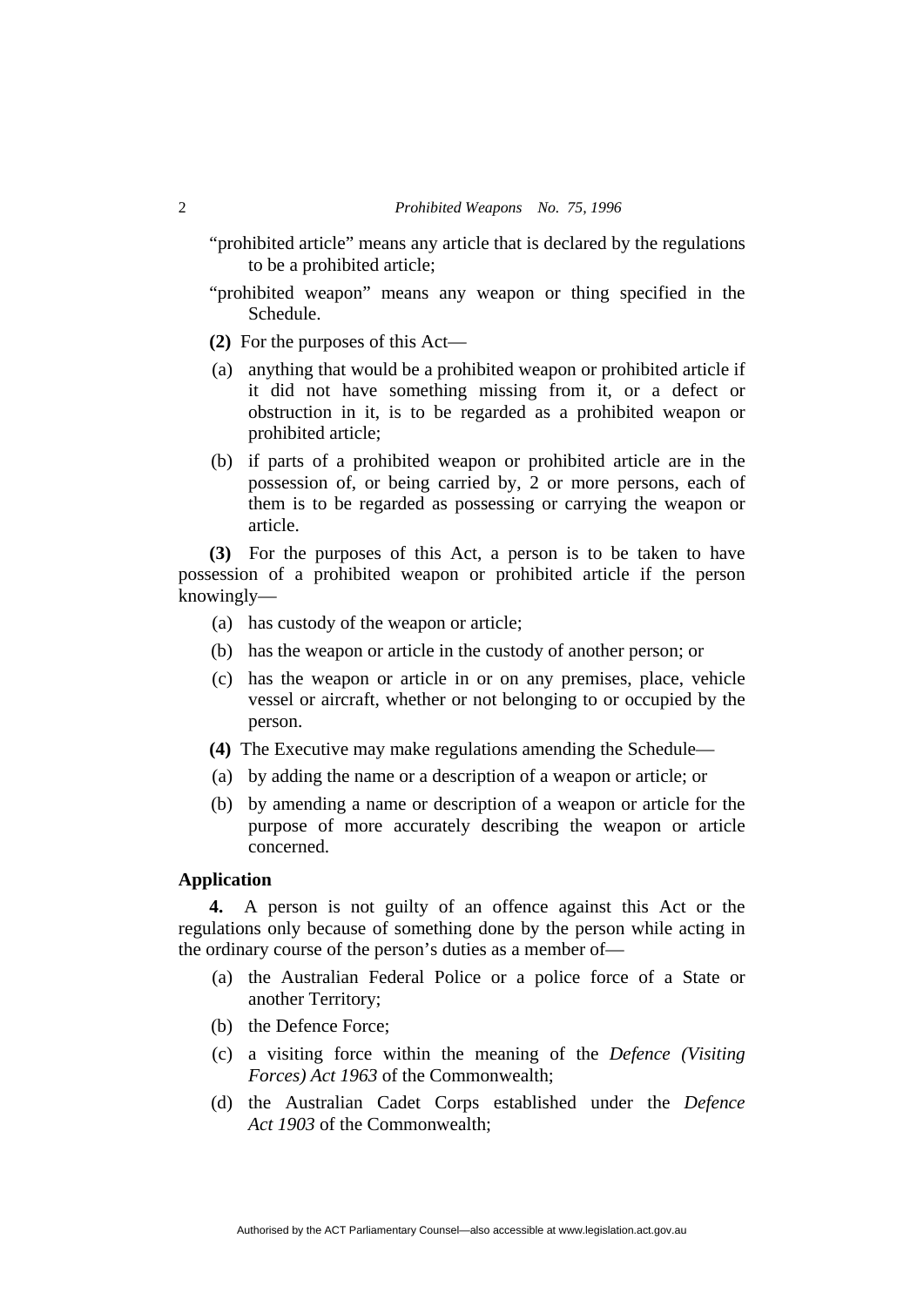"prohibited article" means any article that is declared by the regulations to be a prohibited article;

"prohibited weapon" means any weapon or thing specified in the Schedule.

**(2)** For the purposes of this Act—

(a) anything that would be a prohibited weapon or prohibited article if it did not have something missing from it, or a defect or obstruction in it, is to be regarded as a prohibited weapon or prohibited article;

(b) if parts of a prohibited weapon or prohibited article are in the possession of, or being carried by, 2 or more persons, each of them is to be regarded as possessing or carrying the weapon or article.

**(3)** For the purposes of this Act, a person is to be taken to have possession of a prohibited weapon or prohibited article if the person knowingly—

(a) has custody of the weapon or article;

(b) has the weapon or article in the custody of another person; or

(c) has the weapon or article in or on any premises, place, vehicle vessel or aircraft, whether or not belonging to or occupied by the person.

**(4)** The Executive may make regulations amending the Schedule—

(a) by adding the name or a description of a weapon or article; or

(b) by amending a name or description of a weapon or article for the purpose of more accurately describing the weapon or article concerned.

**Application**

**4.** A person is not guilty of an offence against this Act or the regulations only because of something done by the person while acting in the ordinary course of the person's duties as a member of—

(a) the Australian Federal Police or a police force of a State or another Territory;

(b) the Defence Force;

(c) a visiting force within the meaning of the *Defence (Visiting Forces) Act 1963* of the Commonwealth;

(d) the Australian Cadet Corps established under the *Defence Act 1903* of the Commonwealth;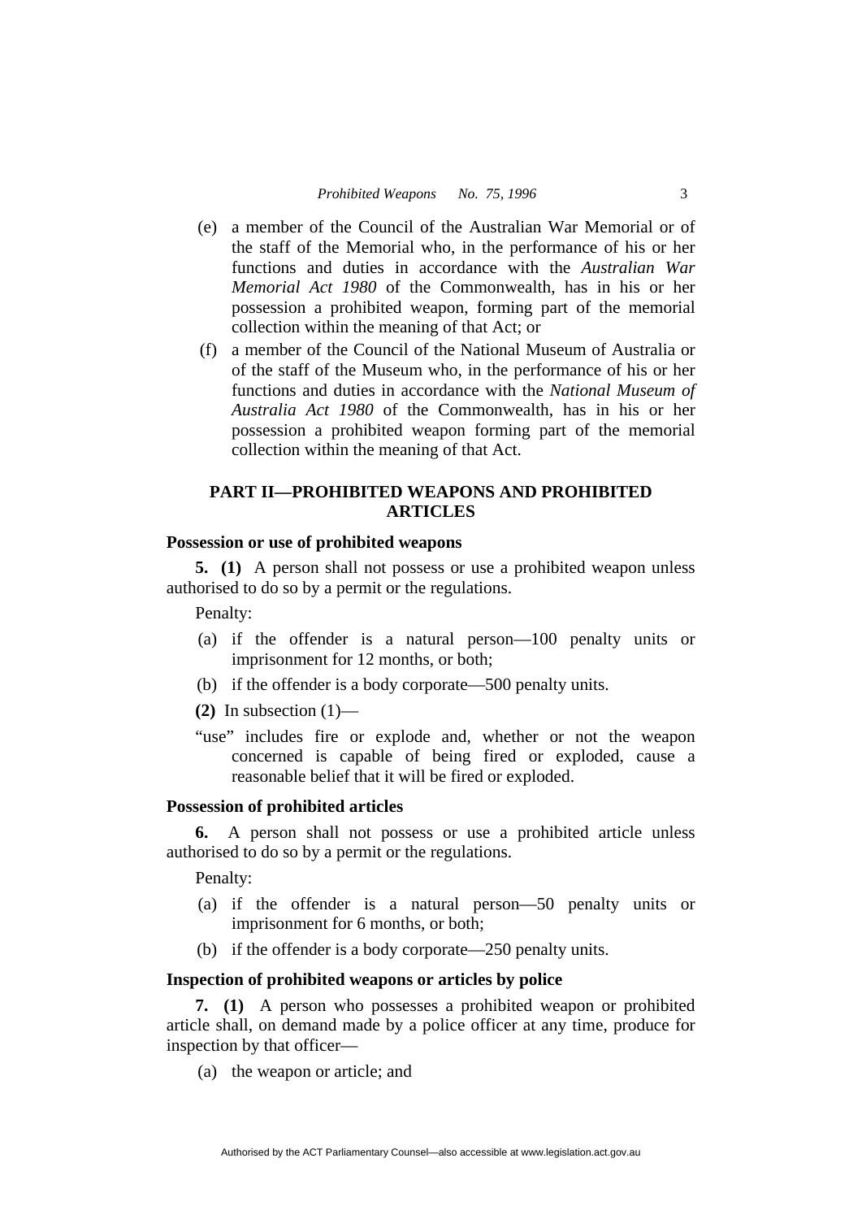(e) a member of the Council of the Australian War Memorial or of the staff of the Memorial who, in the performance of his or her functions and duties in accordance with the *Australian War Memorial Act 1980* of the Commonwealth, has in his or her possession a prohibited weapon, forming part of the memorial collection within the meaning of that Act; or

(f) a member of the Council of the National Museum of Australia or of the staff of the Museum who, in the performance of his or her functions and duties in accordance with the *National Museum of Australia Act 1980* of the Commonwealth, has in his or her possession a prohibited weapon forming part of the memorial collection within the meaning of that Act.

## PART II—PROHIBITED WEAPONS AND PROHIBITED ARTICLES

### Possession or use of prohibited weapons

**5. (1)** A person shall not possess or use a prohibited weapon unless authorised to do so by a permit or the regulations.

Penalty:

(a) if the offender is a natural person—100 penalty units or imprisonment for 12 months, or both;

(b) if the offender is a body corporate—500 penalty units.

**(2)** In subsection (1)—

"use" includes fire or explode and, whether or not the weapon concerned is capable of being fired or exploded, cause a reasonable belief that it will be fired or exploded.

### Possession of prohibited articles

**6.** A person shall not possess or use a prohibited article unless authorised to do so by a permit or the regulations.

Penalty:

(a) if the offender is a natural person—50 penalty units or imprisonment for 6 months, or both;

(b) if the offender is a body corporate—250 penalty units.

### Inspection of prohibited weapons or articles by police

**7. (1)** A person who possesses a prohibited weapon or prohibited article shall, on demand made by a police officer at any time, produce for inspection by that officer—

(a) the weapon or article; and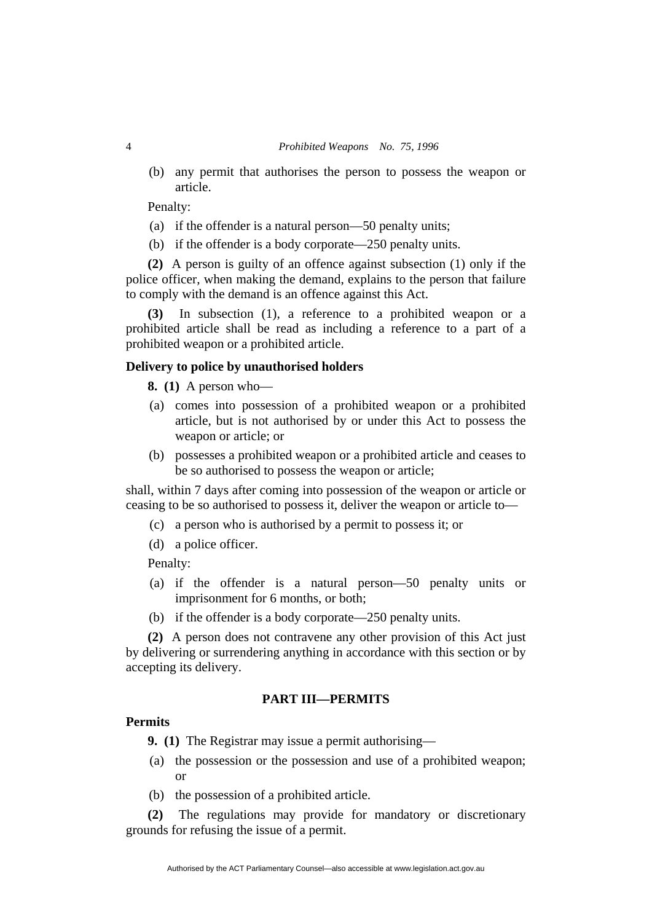(b) any permit that authorises the person to possess the weapon or article.

Penalty:

(a) if the offender is a natural person—50 penalty units;

(b) if the offender is a body corporate—250 penalty units.

**(2)** A person is guilty of an offence against subsection (1) only if the police officer, when making the demand, explains to the person that failure to comply with the demand is an offence against this Act.

**(3)** In subsection (1), a reference to a prohibited weapon or a prohibited article shall be read as including a reference to a part of a prohibited weapon or a prohibited article.

**Delivery to police by unauthorised holders**

**8. (1)** A person who—

(a) comes into possession of a prohibited weapon or a prohibited article, but is not authorised by or under this Act to possess the weapon or article; or

(b) possesses a prohibited weapon or a prohibited article and ceases to be so authorised to possess the weapon or article;

shall, within 7 days after coming into possession of the weapon or article or ceasing to be so authorised to possess it, deliver the weapon or article to—

(c) a person who is authorised by a permit to possess it; or

(d) a police officer.

Penalty:

(a) if the offender is a natural person—50 penalty units or imprisonment for 6 months, or both;

(b) if the offender is a body corporate—250 penalty units.

**(2)** A person does not contravene any other provision of this Act just by delivering or surrendering anything in accordance with this section or by accepting its delivery.

## PART III—PERMITS

**Permits**

**9. (1)** The Registrar may issue a permit authorising—

(a) the possession or the possession and use of a prohibited weapon; or

(b) the possession of a prohibited article.

**(2)** The regulations may provide for mandatory or discretionary grounds for refusing the issue of a permit.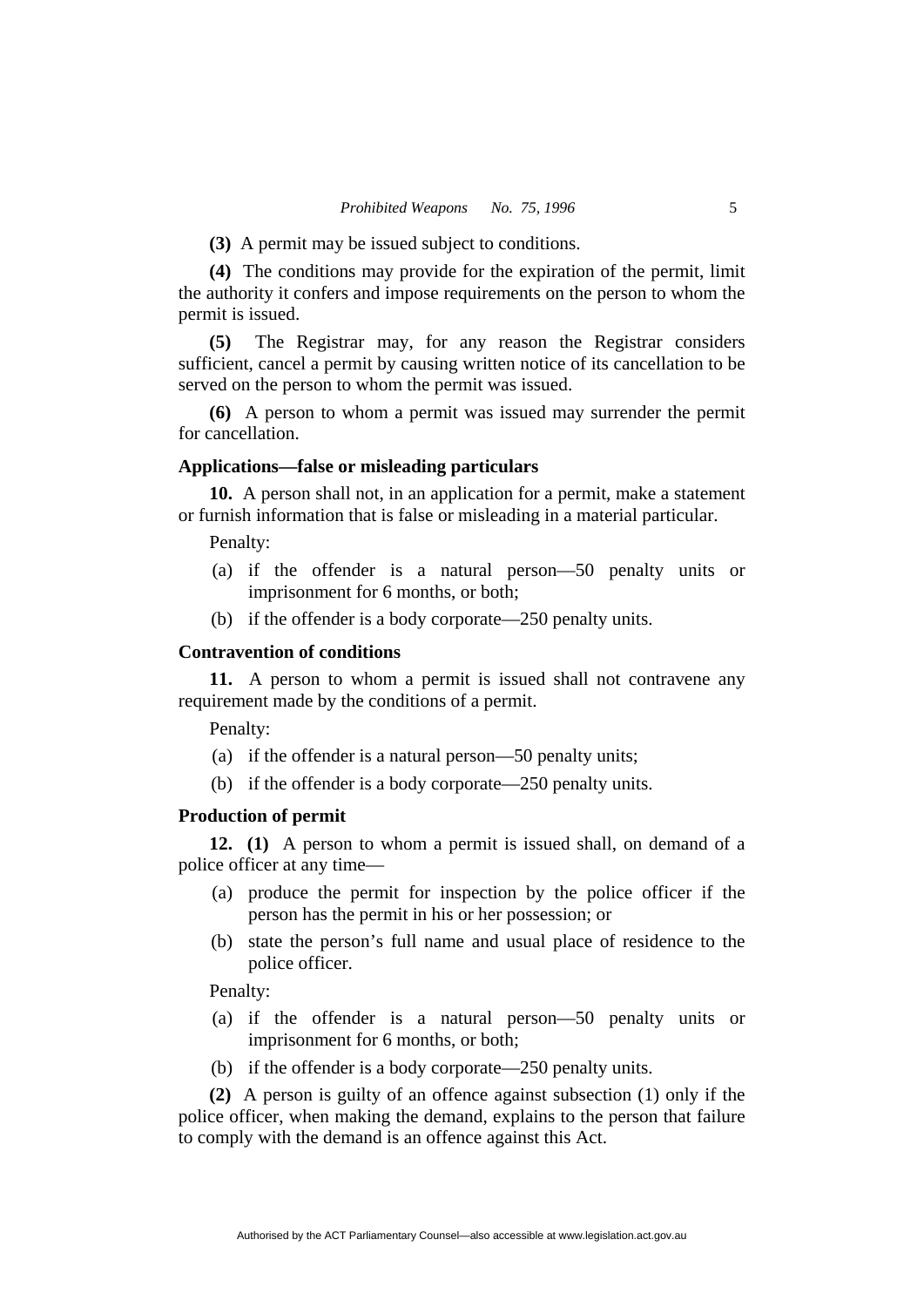**(3)** A permit may be issued subject to conditions.

**(4)** The conditions may provide for the expiration of the permit, limit the authority it confers and impose requirements on the person to whom the permit is issued.

**(5)** The Registrar may, for any reason the Registrar considers sufficient, cancel a permit by causing written notice of its cancellation to be served on the person to whom the permit was issued.

**(6)** A person to whom a permit was issued may surrender the permit for cancellation.

### Applications—false or misleading particulars

**10.** A person shall not, in an application for a permit, make a statement or furnish information that is false or misleading in a material particular.

Penalty:

(a) if the offender is a natural person—50 penalty units or imprisonment for 6 months, or both;

(b) if the offender is a body corporate—250 penalty units.

### Contravention of conditions

**11.** A person to whom a permit is issued shall not contravene any requirement made by the conditions of a permit.

Penalty:

(a) if the offender is a natural person—50 penalty units;

(b) if the offender is a body corporate—250 penalty units.

### Production of permit

**12. (1)** A person to whom a permit is issued shall, on demand of a police officer at any time—

(a) produce the permit for inspection by the police officer if the person has the permit in his or her possession; or

(b) state the person's full name and usual place of residence to the police officer.

Penalty:

(a) if the offender is a natural person—50 penalty units or imprisonment for 6 months, or both;

(b) if the offender is a body corporate—250 penalty units.

**(2)** A person is guilty of an offence against subsection (1) only if the police officer, when making the demand, explains to the person that failure to comply with the demand is an offence against this Act.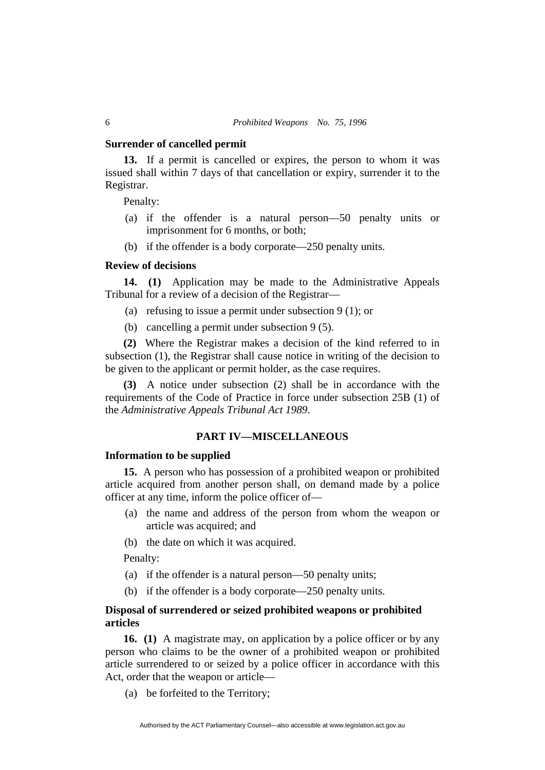### Surrender of cancelled permit

**13.** If a permit is cancelled or expires, the person to whom it was issued shall within 7 days of that cancellation or expiry, surrender it to the Registrar.

Penalty:

(a) if the offender is a natural person—50 penalty units or imprisonment for 6 months, or both;

(b) if the offender is a body corporate—250 penalty units.

### Review of decisions

**14. (1)** Application may be made to the Administrative Appeals Tribunal for a review of a decision of the Registrar—

(a) refusing to issue a permit under subsection 9 (1); or

(b) cancelling a permit under subsection 9 (5).

**(2)** Where the Registrar makes a decision of the kind referred to in subsection (1), the Registrar shall cause notice in writing of the decision to be given to the applicant or permit holder, as the case requires.

**(3)** A notice under subsection (2) shall be in accordance with the requirements of the Code of Practice in force under subsection 25B (1) of the *Administrative Appeals Tribunal Act 1989*.

## PART IV—MISCELLANEOUS

### Information to be supplied

**15.** A person who has possession of a prohibited weapon or prohibited article acquired from another person shall, on demand made by a police officer at any time, inform the police officer of—

(a) the name and address of the person from whom the weapon or article was acquired; and

(b) the date on which it was acquired.

Penalty:

(a) if the offender is a natural person—50 penalty units;

(b) if the offender is a body corporate—250 penalty units.

### Disposal of surrendered or seized prohibited weapons or prohibited articles

**16. (1)** A magistrate may, on application by a police officer or by any person who claims to be the owner of a prohibited weapon or prohibited article surrendered to or seized by a police officer in accordance with this Act, order that the weapon or article—

(a) be forfeited to the Territory;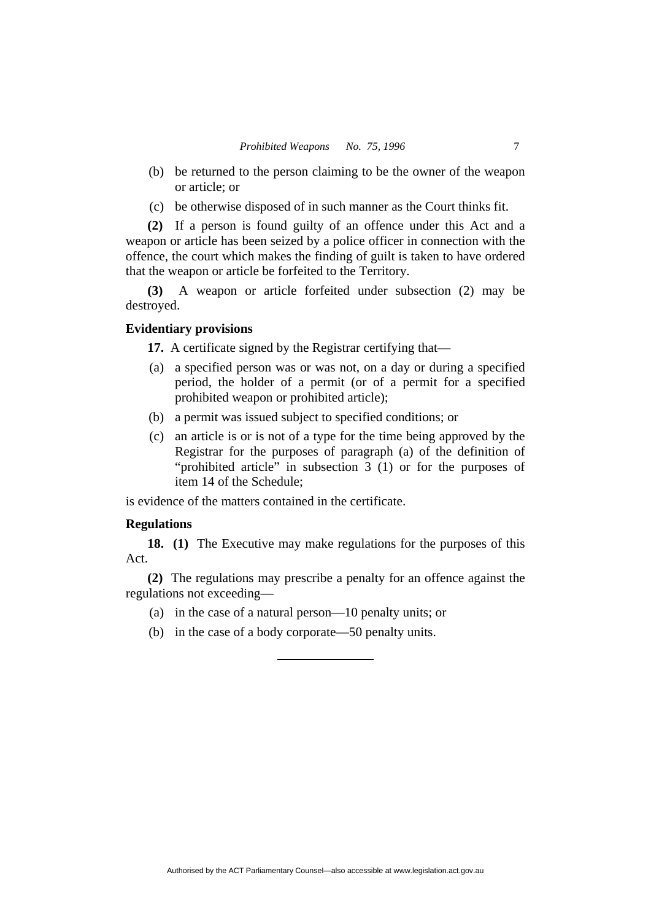(b) be returned to the person claiming to be the owner of the weapon or article; or

(c) be otherwise disposed of in such manner as the Court thinks fit.

**(2)** If a person is found guilty of an offence under this Act and a weapon or article has been seized by a police officer in connection with the offence, the court which makes the finding of guilt is taken to have ordered that the weapon or article be forfeited to the Territory.

**(3)** A weapon or article forfeited under subsection (2) may be destroyed.

**Evidentiary provisions**

**17.** A certificate signed by the Registrar certifying that—

(a) a specified person was or was not, on a day or during a specified period, the holder of a permit (or of a permit for a specified prohibited weapon or prohibited article);

(b) a permit was issued subject to specified conditions; or

(c) an article is or is not of a type for the time being approved by the Registrar for the purposes of paragraph (a) of the definition of "prohibited article" in subsection 3 (1) or for the purposes of item 14 of the Schedule;

is evidence of the matters contained in the certificate.

**Regulations**

**18. (1)** The Executive may make regulations for the purposes of this Act.

**(2)** The regulations may prescribe a penalty for an offence against the regulations not exceeding—

(a) in the case of a natural person—10 penalty units; or

(b) in the case of a body corporate—50 penalty units.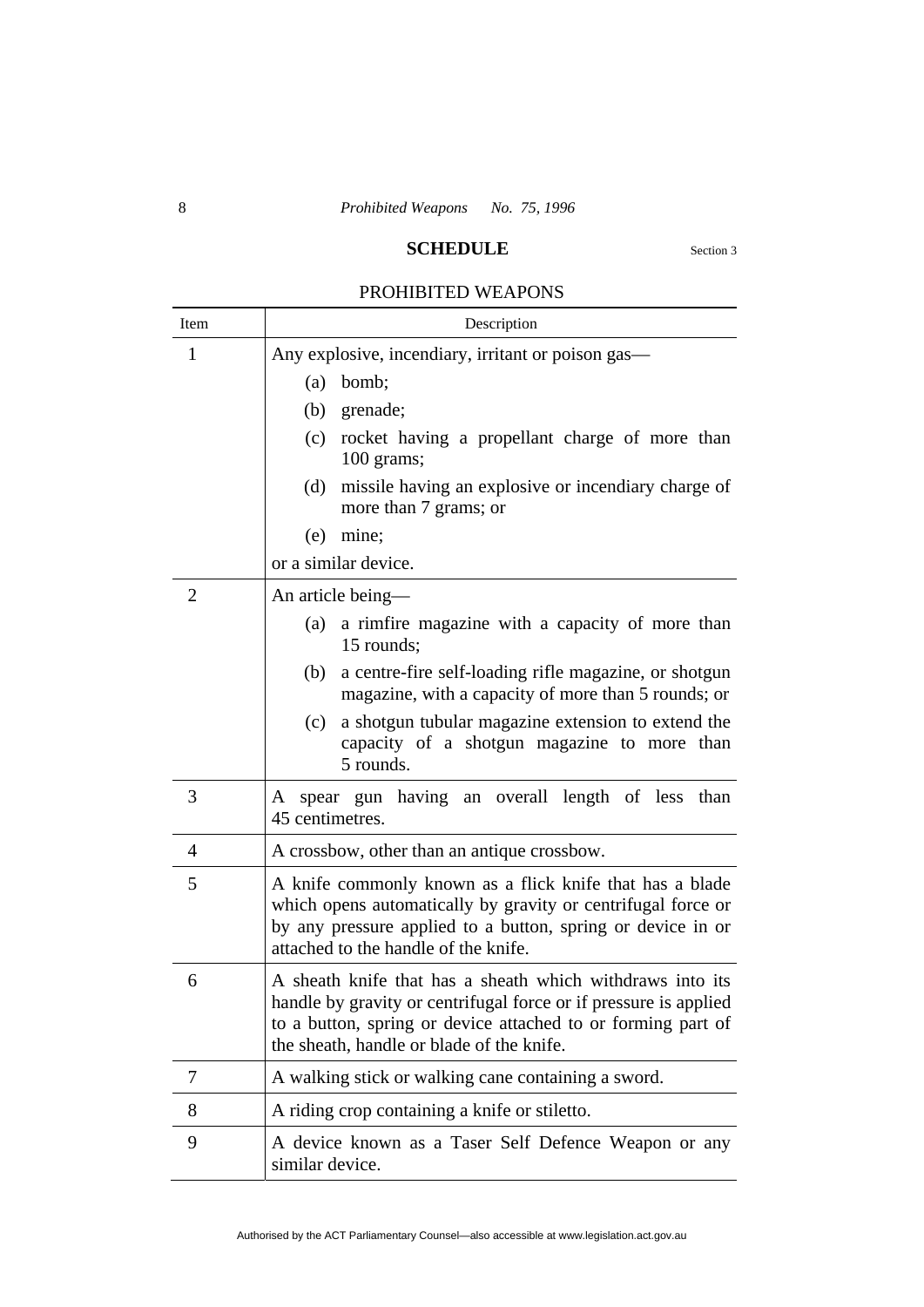## SCHEDULE

Section 3

PROHIBITED WEAPONS

| Item | Description |
|---|---|
| 1 | Any explosive, incendiary, irritant or poison gas—<br>(a) bomb;<br>(b) grenade;<br>(c) rocket having a propellant charge of more than 100 grams;<br>(d) missile having an explosive or incendiary charge of more than 7 grams; or<br>(e) mine;<br>or a similar device. |
| 2 | An article being—<br>(a) a rimfire magazine with a capacity of more than 15 rounds;<br>(b) a centre-fire self-loading rifle magazine, or shotgun magazine, with a capacity of more than 5 rounds; or<br>(c) a shotgun tubular magazine extension to extend the capacity of a shotgun magazine to more than 5 rounds. |
| 3 | A spear gun having an overall length of less than 45 centimetres. |
| 4 | A crossbow, other than an antique crossbow. |
| 5 | A knife commonly known as a flick knife that has a blade which opens automatically by gravity or centrifugal force or by any pressure applied to a button, spring or device in or attached to the handle of the knife. |
| 6 | A sheath knife that has a sheath which withdraws into its handle by gravity or centrifugal force or if pressure is applied to a button, spring or device attached to or forming part of the sheath, handle or blade of the knife. |
| 7 | A walking stick or walking cane containing a sword. |
| 8 | A riding crop containing a knife or stiletto. |
| 9 | A device known as a Taser Self Defence Weapon or any similar device. |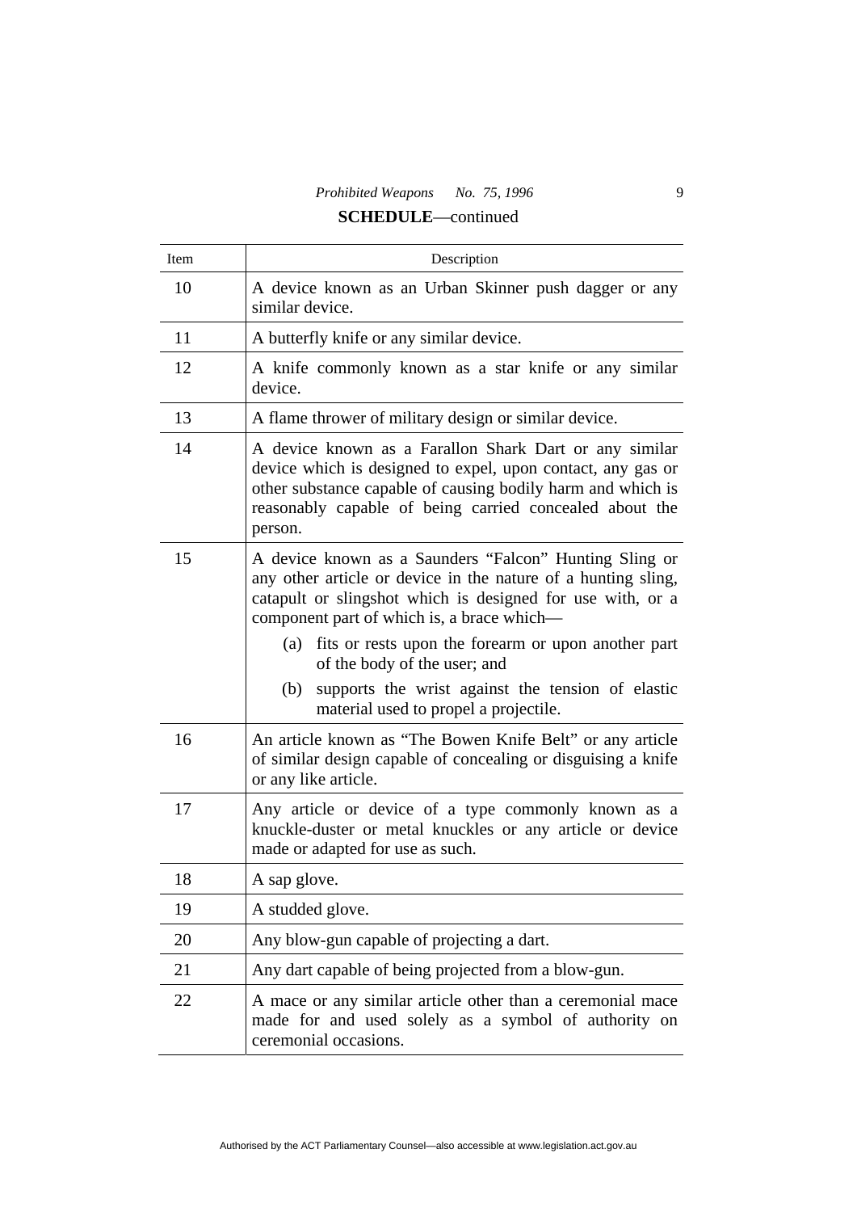**SCHEDULE**—continued

| Item | Description |
|---|---|
| 10 | A device known as an Urban Skinner push dagger or any similar device. |
| 11 | A butterfly knife or any similar device. |
| 12 | A knife commonly known as a star knife or any similar device. |
| 13 | A flame thrower of military design or similar device. |
| 14 | A device known as a Farallon Shark Dart or any similar device which is designed to expel, upon contact, any gas or other substance capable of causing bodily harm and which is reasonably capable of being carried concealed about the person. |
| 15 | A device known as a Saunders "Falcon" Hunting Sling or any other article or device in the nature of a hunting sling, catapult or slingshot which is designed for use with, or a component part of which is, a brace which—<br>(a) fits or rests upon the forearm or upon another part of the body of the user; and<br>(b) supports the wrist against the tension of elastic material used to propel a projectile. |
| 16 | An article known as "The Bowen Knife Belt" or any article of similar design capable of concealing or disguising a knife or any like article. |
| 17 | Any article or device of a type commonly known as a knuckle-duster or metal knuckles or any article or device made or adapted for use as such. |
| 18 | A sap glove. |
| 19 | A studded glove. |
| 20 | Any blow-gun capable of projecting a dart. |
| 21 | Any dart capable of being projected from a blow-gun. |
| 22 | A mace or any similar article other than a ceremonial mace made for and used solely as a symbol of authority on ceremonial occasions. |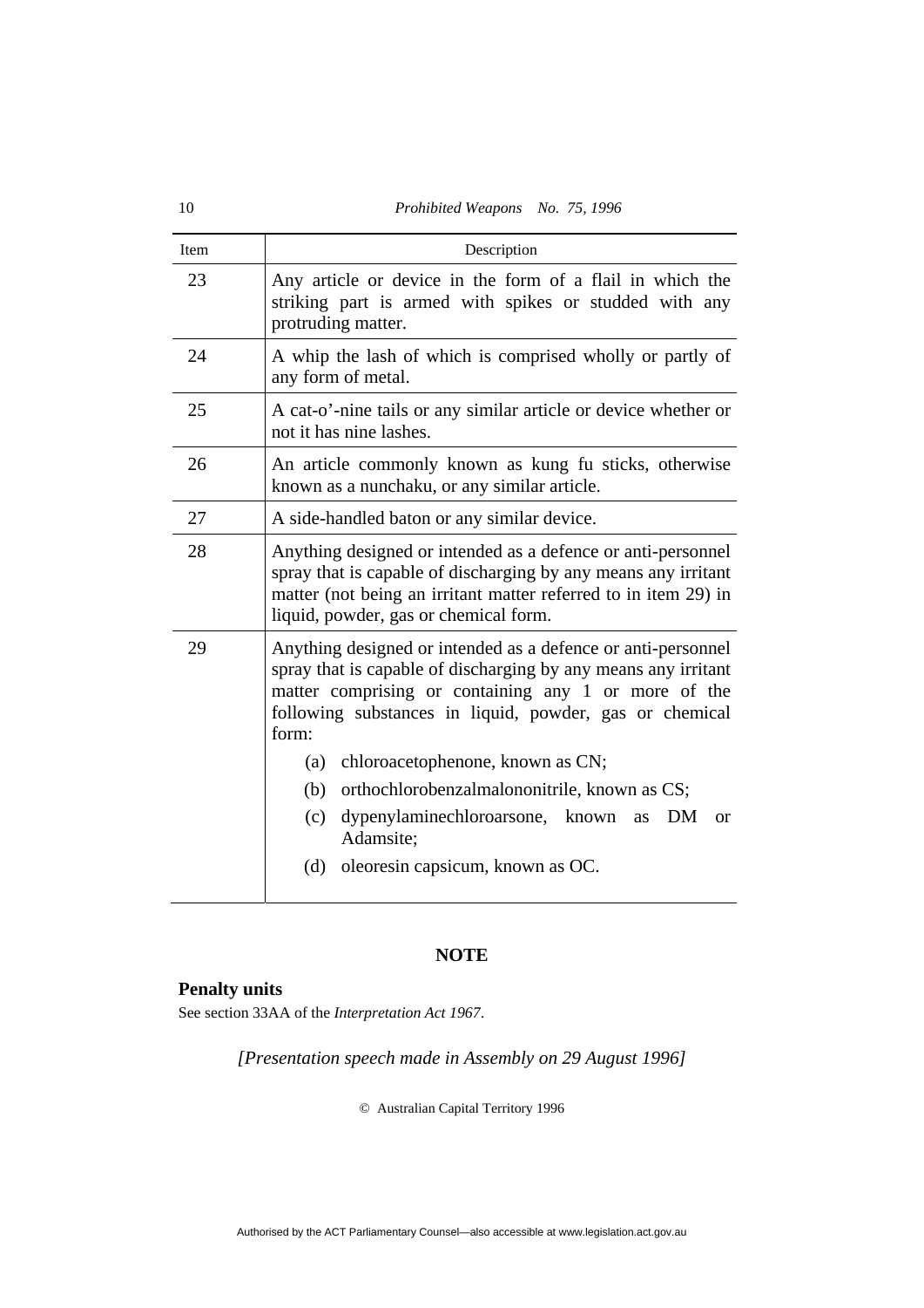| Item | Description |
|---|---|
| 23 | Any article or device in the form of a flail in which the striking part is armed with spikes or studded with any protruding matter. |
| 24 | A whip the lash of which is comprised wholly or partly of any form of metal. |
| 25 | A cat-o'-nine tails or any similar article or device whether or not it has nine lashes. |
| 26 | An article commonly known as kung fu sticks, otherwise known as a nunchaku, or any similar article. |
| 27 | A side-handled baton or any similar device. |
| 28 | Anything designed or intended as a defence or anti-personnel spray that is capable of discharging by any means any irritant matter (not being an irritant matter referred to in item 29) in liquid, powder, gas or chemical form. |
| 29 | Anything designed or intended as a defence or anti-personnel spray that is capable of discharging by any means any irritant matter comprising or containing any 1 or more of the following substances in liquid, powder, gas or chemical form: (a) chloroacetophenone, known as CN; (b) orthochlorobenzalmalononitrile, known as CS; (c) dypenylaminechloroarsone, known as DM or Adamsite; (d) oleoresin capsicum, known as OC. |

## NOTE

**Penalty units**

See section 33AA of the *Interpretation Act 1967*.

*[Presentation speech made in Assembly on 29 August 1996]*

© Australian Capital Territory 1996